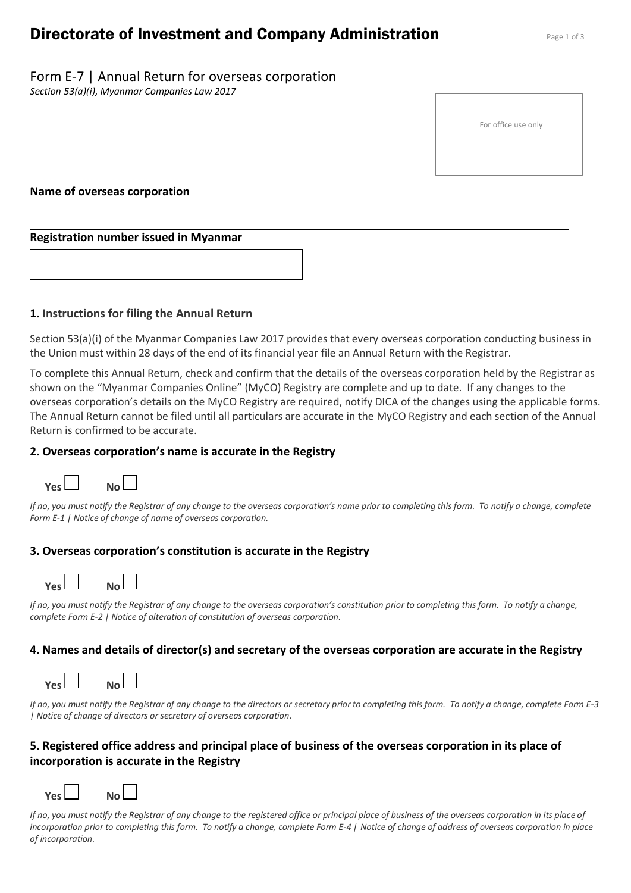# Directorate of Investment and Company Administration

## Form E-7 | Annual Return for overseas corporation

*Section 53(a)(i), Myanmar Companies Law 2017*

For office use only

**Name of overseas corporation**

**Registration number issued in Myanmar**

### 1. Instructions for filing the Annual Return

Section 53(a)(i) of the Myanmar Companies Law 2017 provides that every overseas corporation conducting business in the Union must within 28 days of the end of its financial year file an Annual Return with the Registrar.

To complete this Annual Return, check and confirm that the details of the overseas corporation held by the Registrar as shown on the "Myanmar Companies Online" (MyCO) Registry are complete and up to date. If any changes to the overseas corporation's details on the MyCO Registry are required, notify DICA of the changes using the applicable forms. The Annual Return cannot be filed until all particulars are accurate in the MyCO Registry and each section of the Annual Return is confirmed to be accurate.

### 2. Overseas corporation's name is accurate in the Registry

**Yes** ☐ **No** ☐

*If no, you must notify the Registrar of any change to the overseas corporation's name prior to completing this form. To notify a change, complete Form E-1 | Notice of change of name of overseas corporation.*

### 3. Overseas corporation's constitution is accurate in the Registry

**Yes** ☐ **No** ☐

*If no, you must notify the Registrar of any change to the overseas corporation's constitution prior to completing this form. To notify a change, complete Form E-2 | Notice of alteration of constitution of overseas corporation.*

### 4. Names and details of director(s) and secretary of the overseas corporation are accurate in the Registry

**Yes** ☐ **No** ☐

*If no, you must notify the Registrar of any change to the directors or secretary prior to completing this form. To notify a change, complete Form E-3 | Notice of change of directors or secretary of overseas corporation.*

### 5. Registered office address and principal place of business of the overseas corporation in its place of incorporation is accurate in the Registry

**Yes** ☐ **No** ☐

*If no, you must notify the Registrar of any change to the registered office or principal place of business of the overseas corporation in its place of incorporation prior to completing this form. To notify a change, complete Form E-4 | Notice of change of address of overseas corporation in place of incorporation.*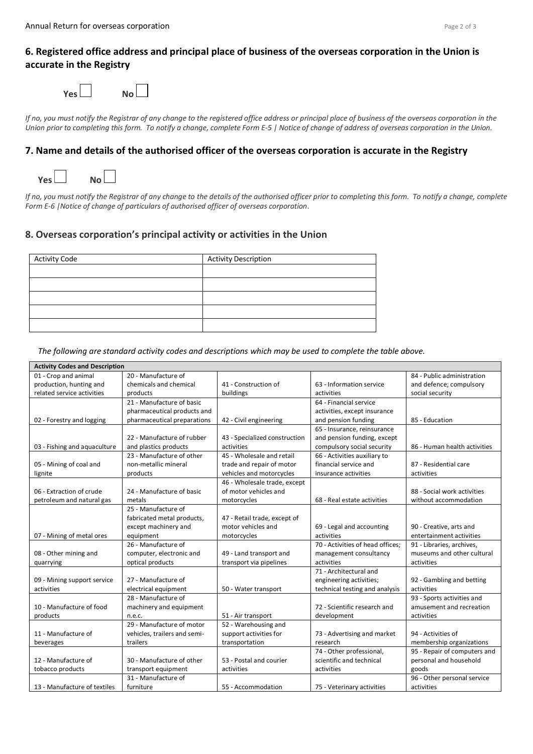## 6. Registered office address and principal place of business of the overseas corporation in the Union is accurate in the Registry

Yes ☐ No ☐

*If no, you must notify the Registrar of any change to the registered office address or principal place of business of the overseas corporation in the Union prior to completing this form. To notify a change, complete Form E-5 | Notice of change of address of overseas corporation in the Union.*

## 7. Name and details of the authorised officer of the overseas corporation is accurate in the Registry

Yes ☐ No ☐

*If no, you must notify the Registrar of any change to the details of the authorised officer prior to completing this form. To notify a change, complete Form E-6 |Notice of change of particulars of authorised officer of overseas corporation.*

## 8. Overseas corporation's principal activity or activities in the Union

| Activity Code | Activity Description |
|---|---|
| | |
| | |
| | |
| | |
| | |

*The following are standard activity codes and descriptions which may be used to complete the table above.*

| Activity Codes and Description | | | | |
|---|---|---|---|---|
| 01 - Crop and animal production, hunting and related service activities | 20 - Manufacture of chemicals and chemical products | 41 - Construction of buildings | 63 - Information service activities | 84 - Public administration and defence; compulsory social security |
| 02 - Forestry and logging | 21 - Manufacture of basic pharmaceutical products and pharmaceutical preparations | 42 - Civil engineering | 64 - Financial service activities, except insurance and pension funding | 85 - Education |
| 03 - Fishing and aquaculture | 22 - Manufacture of rubber and plastics products | 43 - Specialized construction activities | 65 - Insurance, reinsurance and pension funding, except compulsory social security | 86 - Human health activities |
| 05 - Mining of coal and lignite | 23 - Manufacture of other non-metallic mineral products | 45 - Wholesale and retail trade and repair of motor vehicles and motorcycles | 66 - Activities auxiliary to financial service and insurance activities | 87 - Residential care activities |
| 06 - Extraction of crude petroleum and natural gas | 24 - Manufacture of basic metals | 46 - Wholesale trade, except of motor vehicles and motorcycles | 68 - Real estate activities | 88 - Social work activities without accommodation |
| 07 - Mining of metal ores | 25 - Manufacture of fabricated metal products, except machinery and equipment | 47 - Retail trade, except of motor vehicles and motorcycles | 69 - Legal and accounting activities | 90 - Creative, arts and entertainment activities |
| 08 - Other mining and quarrying | 26 - Manufacture of computer, electronic and optical products | 49 - Land transport and transport via pipelines | 70 - Activities of head offices; management consultancy activities | 91 - Libraries, archives, museums and other cultural activities |
| 09 - Mining support service activities | 27 - Manufacture of electrical equipment | 50 - Water transport | 71 - Architectural and engineering activities; technical testing and analysis | 92 - Gambling and betting activities |
| 10 - Manufacture of food products | 28 - Manufacture of machinery and equipment n.e.c. | 51 - Air transport | 72 - Scientific research and development | 93 - Sports activities and amusement and recreation activities |
| 11 - Manufacture of beverages | 29 - Manufacture of motor vehicles, trailers and semi-trailers | 52 - Warehousing and support activities for transportation | 73 - Advertising and market research | 94 - Activities of membership organizations |
| 12 - Manufacture of tobacco products | 30 - Manufacture of other transport equipment | 53 - Postal and courier activities | 74 - Other professional, scientific and technical activities | 95 - Repair of computers and personal and household goods |
| 13 - Manufacture of textiles | 31 - Manufacture of furniture | 55 - Accommodation | 75 - Veterinary activities | 96 - Other personal service activities |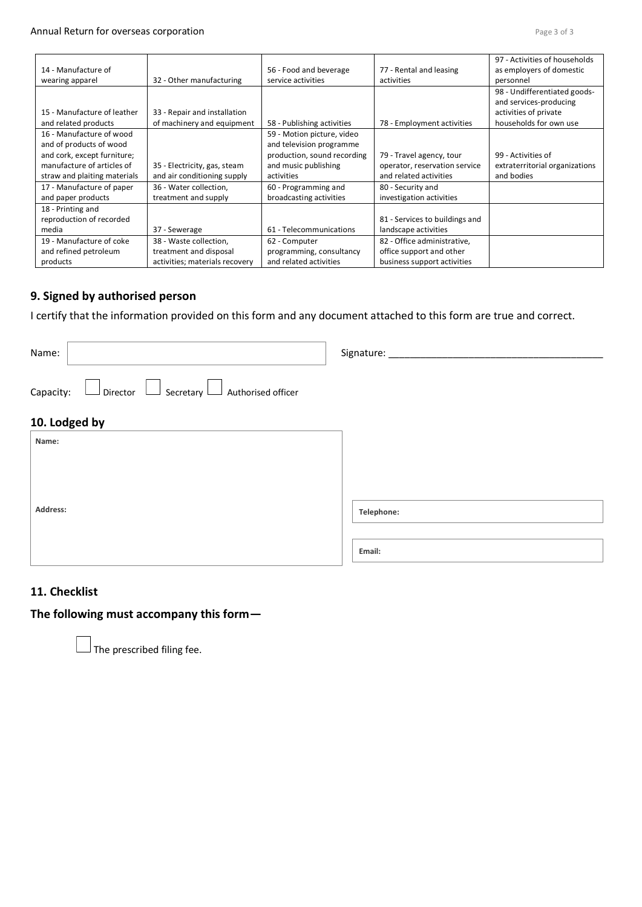| | | | | |
|---|---|---|---|---|
| 14 - Manufacture of wearing apparel | 32 - Other manufacturing | 56 - Food and beverage service activities | 77 - Rental and leasing activities | 97 - Activities of households as employers of domestic personnel |
| 15 - Manufacture of leather and related products | 33 - Repair and installation of machinery and equipment | 58 - Publishing activities | 78 - Employment activities | 98 - Undifferentiated goods- and services-producing activities of private households for own use |
| 16 - Manufacture of wood and of products of wood and cork, except furniture; manufacture of articles of straw and plaiting materials | 35 - Electricity, gas, steam and air conditioning supply | 59 - Motion picture, video and television programme production, sound recording and music publishing activities | 79 - Travel agency, tour operator, reservation service and related activities | 99 - Activities of extraterritorial organizations and bodies |
| 17 - Manufacture of paper and paper products | 36 - Water collection, treatment and supply | 60 - Programming and broadcasting activities | 80 - Security and investigation activities | |
| 18 - Printing and reproduction of recorded media | 37 - Sewerage | 61 - Telecommunications | 81 - Services to buildings and landscape activities | |
| 19 - Manufacture of coke and refined petroleum products | 38 - Waste collection, treatment and disposal activities; materials recovery | 62 - Computer programming, consultancy and related activities | 82 - Office administrative, office support and other business support activities | |

## 9. Signed by authorised person

I certify that the information provided on this form and any document attached to this form are true and correct.

Name: \_\_\_\_\_\_\_\_\_\_\_\_\_\_\_\_ Signature: \_\_\_\_\_\_\_\_\_\_\_\_\_\_\_\_

Capacity: ☐ Director ☐ Secretary ☐ Authorised officer

## 10. Lodged by

**Name:**

**Address:**

**Telephone:**

**Email:**

## 11. Checklist

## The following must accompany this form—

☐ The prescribed filing fee.